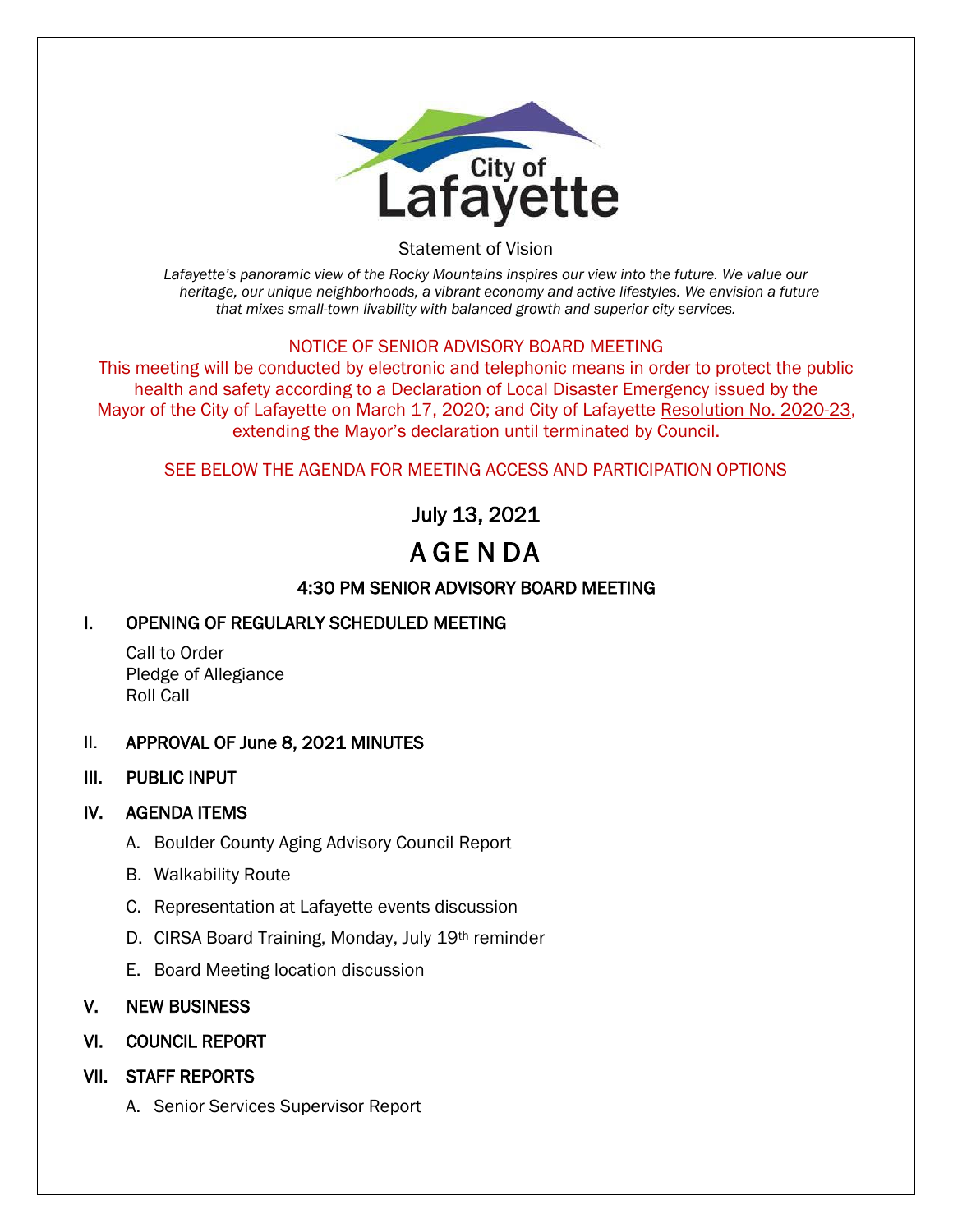City of Lafayette

Statement of Vision

*Lafayette's panoramic view of the Rocky Mountains inspires our view into the future. We value our heritage, our unique neighborhoods, a vibrant economy and active lifestyles. We envision a future that mixes small-town livability with balanced growth and superior city services.*

NOTICE OF SENIOR ADVISORY BOARD MEETING

This meeting will be conducted by electronic and telephonic means in order to protect the public health and safety according to a Declaration of Local Disaster Emergency issued by the Mayor of the City of Lafayette on March 17, 2020; and City of Lafayette Resolution No. 2020-23, extending the Mayor's declaration until terminated by Council.

SEE BELOW THE AGENDA FOR MEETING ACCESS AND PARTICIPATION OPTIONS

July 13, 2021

# AGENDA

## 4:30 PM SENIOR ADVISORY BOARD MEETING

## I. OPENING OF REGULARLY SCHEDULED MEETING

Call to Order
Pledge of Allegiance
Roll Call

## II. APPROVAL OF June 8, 2021 MINUTES

## III. PUBLIC INPUT

## IV. AGENDA ITEMS

A. Boulder County Aging Advisory Council Report

B. Walkability Route

C. Representation at Lafayette events discussion

D. CIRSA Board Training, Monday, July 19th reminder

E. Board Meeting location discussion

## V. NEW BUSINESS

## VI. COUNCIL REPORT

## VII. STAFF REPORTS

A. Senior Services Supervisor Report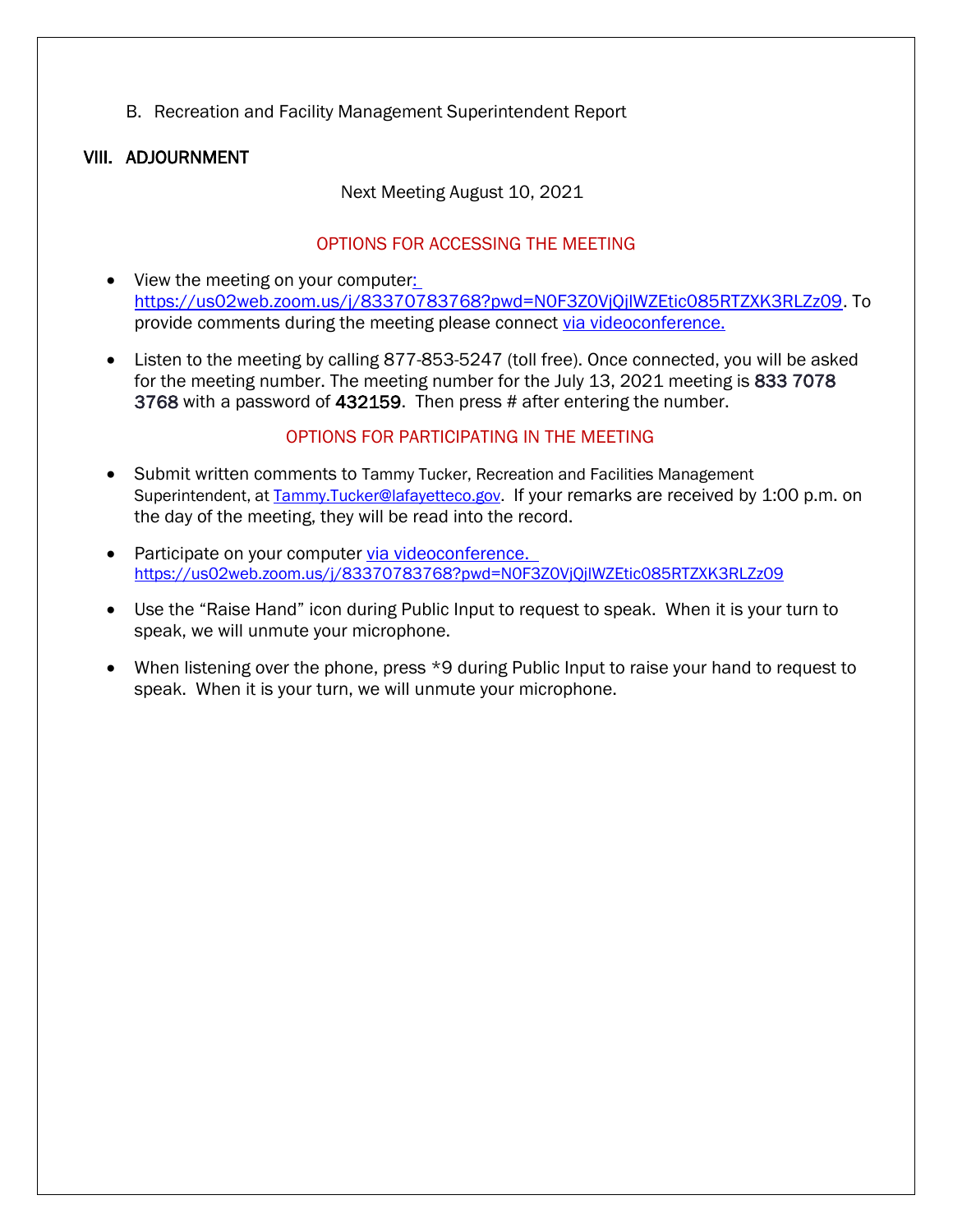B. Recreation and Facility Management Superintendent Report

## VIII. ADJOURNMENT

Next Meeting August 10, 2021

OPTIONS FOR ACCESSING THE MEETING

- View the meeting on your computer: https://us02web.zoom.us/j/83370783768?pwd=N0F3Z0VjQjlWZEtic085RTZXK3RLZz09. To provide comments during the meeting please connect via videoconference.
- Listen to the meeting by calling 877-853-5247 (toll free). Once connected, you will be asked for the meeting number. The meeting number for the July 13, 2021 meeting is 833 7078 3768 with a password of 432159. Then press # after entering the number.

OPTIONS FOR PARTICIPATING IN THE MEETING

- Submit written comments to Tammy Tucker, Recreation and Facilities Management Superintendent, at Tammy.Tucker@lafayetteco.gov. If your remarks are received by 1:00 p.m. on the day of the meeting, they will be read into the record.
- Participate on your computer via videoconference. https://us02web.zoom.us/j/83370783768?pwd=N0F3Z0VjQjlWZEtic085RTZXK3RLZz09
- Use the "Raise Hand" icon during Public Input to request to speak. When it is your turn to speak, we will unmute your microphone.
- When listening over the phone, press *9 during Public Input to raise your hand to request to speak. When it is your turn, we will unmute your microphone.